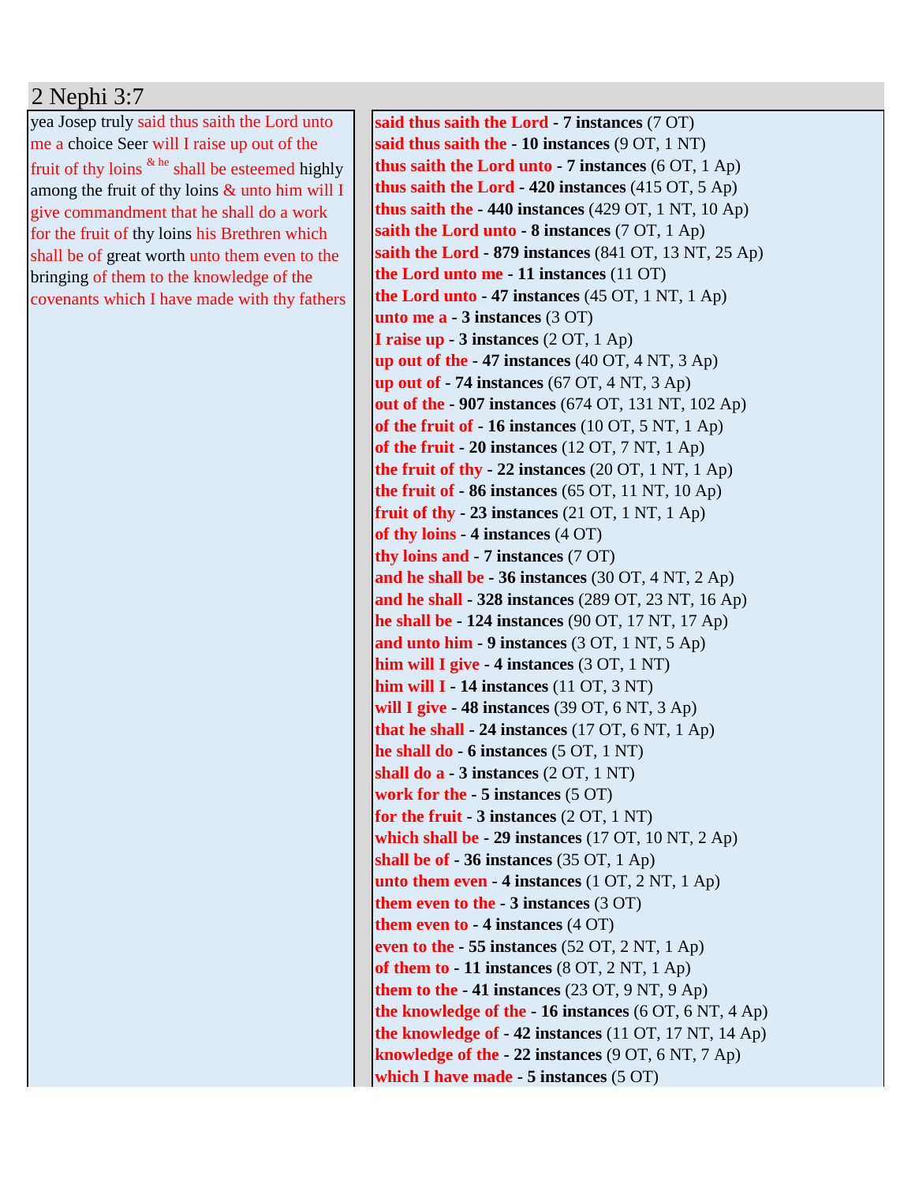# 2 Nephi 3:7

yea Josep truly said thus saith the Lord unto me a choice Seer will I raise up out of the fruit of thy loins [& he] shall be esteemed highly among the fruit of thy loins & unto him will I give commandment that he shall do a work for the fruit of thy loins his Brethren which shall be of great worth unto them even to the bringing of them to the knowledge of the covenants which I have made with thy fathers

**said thus saith the Lord - 7 instances** (7 OT)
**said thus saith the - 10 instances** (9 OT, 1 NT)
**thus saith the Lord unto - 7 instances** (6 OT, 1 Ap)
**thus saith the Lord - 420 instances** (415 OT, 5 Ap)
**thus saith the - 440 instances** (429 OT, 1 NT, 10 Ap)
**saith the Lord unto - 8 instances** (7 OT, 1 Ap)
**saith the Lord - 879 instances** (841 OT, 13 NT, 25 Ap)
**the Lord unto me - 11 instances** (11 OT)
**the Lord unto - 47 instances** (45 OT, 1 NT, 1 Ap)
**unto me a - 3 instances** (3 OT)
**I raise up - 3 instances** (2 OT, 1 Ap)
**up out of the - 47 instances** (40 OT, 4 NT, 3 Ap)
**up out of - 74 instances** (67 OT, 4 NT, 3 Ap)
**out of the - 907 instances** (674 OT, 131 NT, 102 Ap)
**of the fruit of - 16 instances** (10 OT, 5 NT, 1 Ap)
**of the fruit - 20 instances** (12 OT, 7 NT, 1 Ap)
**the fruit of thy - 22 instances** (20 OT, 1 NT, 1 Ap)
**the fruit of - 86 instances** (65 OT, 11 NT, 10 Ap)
**fruit of thy - 23 instances** (21 OT, 1 NT, 1 Ap)
**of thy loins - 4 instances** (4 OT)
**thy loins and - 7 instances** (7 OT)
**and he shall be - 36 instances** (30 OT, 4 NT, 2 Ap)
**and he shall - 328 instances** (289 OT, 23 NT, 16 Ap)
**he shall be - 124 instances** (90 OT, 17 NT, 17 Ap)
**and unto him - 9 instances** (3 OT, 1 NT, 5 Ap)
**him will I give - 4 instances** (3 OT, 1 NT)
**him will I - 14 instances** (11 OT, 3 NT)
**will I give - 48 instances** (39 OT, 6 NT, 3 Ap)
**that he shall - 24 instances** (17 OT, 6 NT, 1 Ap)
**he shall do - 6 instances** (5 OT, 1 NT)
**shall do a - 3 instances** (2 OT, 1 NT)
**work for the - 5 instances** (5 OT)
**for the fruit - 3 instances** (2 OT, 1 NT)
**which shall be - 29 instances** (17 OT, 10 NT, 2 Ap)
**shall be of - 36 instances** (35 OT, 1 Ap)
**unto them even - 4 instances** (1 OT, 2 NT, 1 Ap)
**them even to the - 3 instances** (3 OT)
**them even to - 4 instances** (4 OT)
**even to the - 55 instances** (52 OT, 2 NT, 1 Ap)
**of them to - 11 instances** (8 OT, 2 NT, 1 Ap)
**them to the - 41 instances** (23 OT, 9 NT, 9 Ap)
**the knowledge of the - 16 instances** (6 OT, 6 NT, 4 Ap)
**the knowledge of - 42 instances** (11 OT, 17 NT, 14 Ap)
**knowledge of the - 22 instances** (9 OT, 6 NT, 7 Ap)
**which I have made - 5 instances** (5 OT)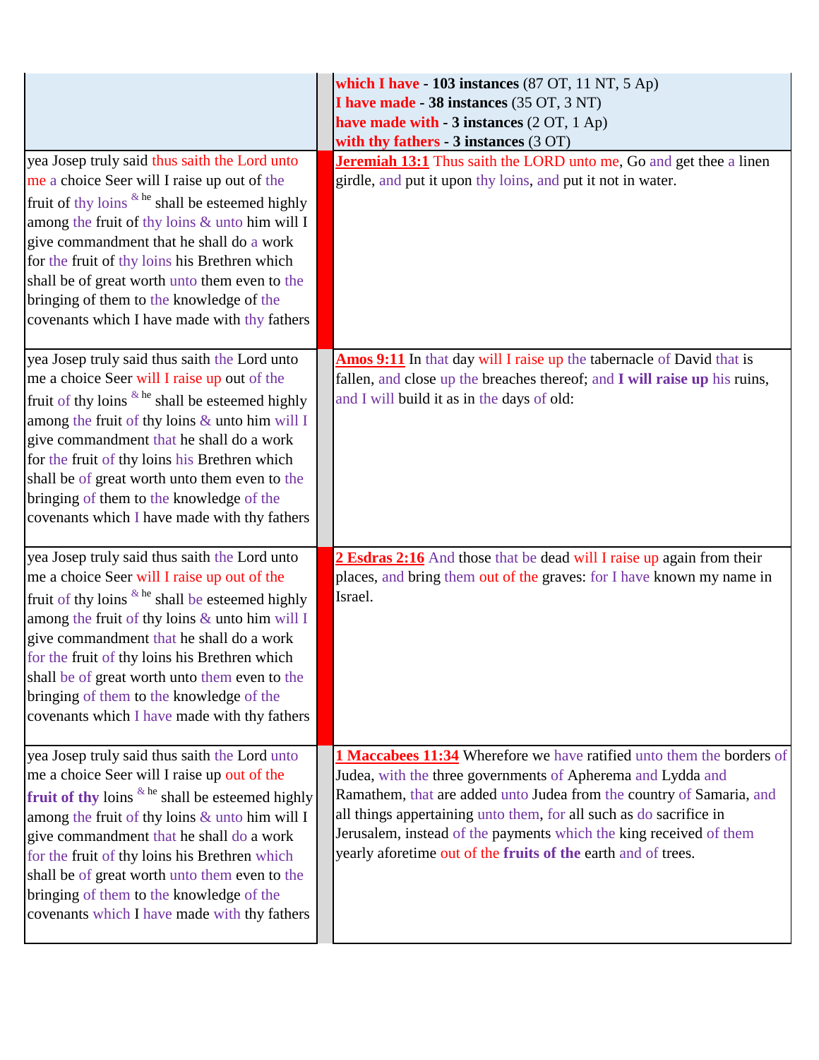| | | |
|---|---|---|
| | | **which I have** - **103 instances** (87 OT, 11 NT, 5 Ap)<br>**I have made** - **38 instances** (35 OT, 3 NT)<br>**have made with** - **3 instances** (2 OT, 1 Ap)<br>**with thy fathers** - **3 instances** (3 OT) |
| yea Josep truly said thus saith the Lord unto me a choice Seer will I raise up out of the fruit of thy loins [& he] shall be esteemed highly among the fruit of thy loins & unto him will I give commandment that he shall do a work for the fruit of thy loins his Brethren which shall be of great worth unto them even to the bringing of them to the knowledge of the covenants which I have made with thy fathers | | **Jeremiah 13:1** Thus saith the LORD unto me, Go and get thee a linen girdle, and put it upon thy loins, and put it not in water. |
| yea Josep truly said thus saith the Lord unto me a choice Seer will I raise up out of the fruit of thy loins [& he] shall be esteemed highly among the fruit of thy loins & unto him will I give commandment that he shall do a work for the fruit of thy loins his Brethren which shall be of great worth unto them even to the bringing of them to the knowledge of the covenants which I have made with thy fathers | | **Amos 9:11** In that day will I raise up the tabernacle of David that is fallen, and close up the breaches thereof; and **I will raise up** his ruins, and I will build it as in the days of old: |
| yea Josep truly said thus saith the Lord unto me a choice Seer will I raise up out of the fruit of thy loins [& he] shall be esteemed highly among the fruit of thy loins & unto him will I give commandment that he shall do a work for the fruit of thy loins his Brethren which shall be of great worth unto them even to the bringing of them to the knowledge of the covenants which I have made with thy fathers | | **2 Esdras 2:16** And those that be dead will I raise up again from their places, and bring them out of the graves: for I have known my name in Israel. |
| yea Josep truly said thus saith the Lord unto me a choice Seer will I raise up out of the **fruit of thy** loins [& he] shall be esteemed highly among the fruit of thy loins & unto him will I give commandment that he shall do a work for the fruit of thy loins his Brethren which shall be of great worth unto them even to the bringing of them to the knowledge of the covenants which I have made with thy fathers | | **1 Maccabees 11:34** Wherefore we have ratified unto them the borders of Judea, with the three governments of Apherema and Lydda and Ramathem, that are added unto Judea from the country of Samaria, and all things appertaining unto them, for all such as do sacrifice in Jerusalem, instead of the payments which the king received of them yearly aforetime out of the **fruits of the** earth and of trees. |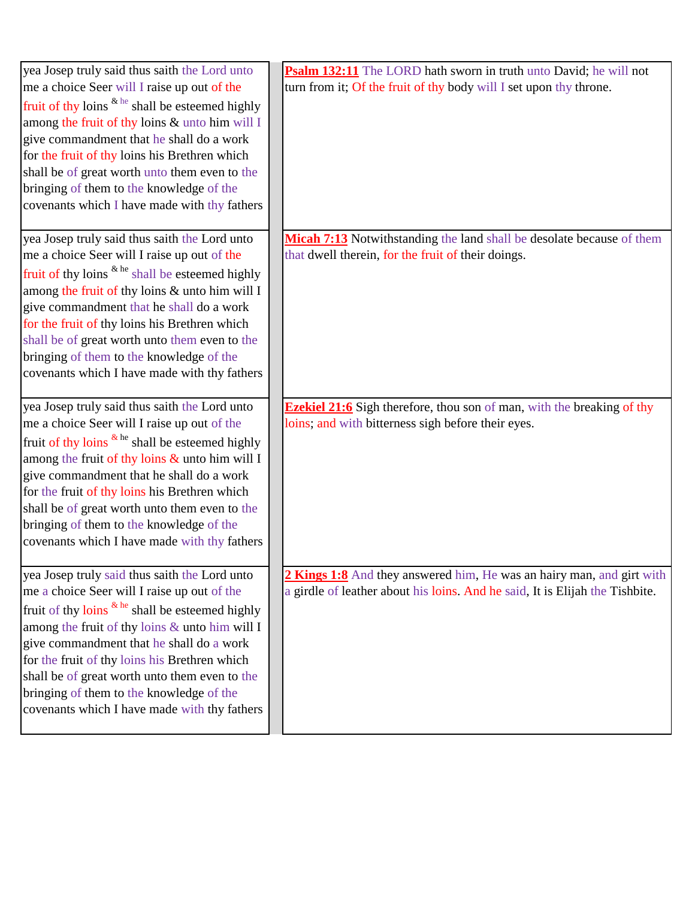| | | |
|---|---|---|
| yea Josep truly said thus saith the Lord unto me a choice Seer will I raise up out of the fruit of thy loins [& he] shall be esteemed highly among the fruit of thy loins & unto him will I give commandment that he shall do a work for the fruit of thy loins his Brethren which shall be of great worth unto them even to the bringing of them to the knowledge of the covenants which I have made with thy fathers | | **Psalm 132:11** The LORD hath sworn in truth unto David; he will not turn from it; Of the fruit of thy body will I set upon thy throne. |
| yea Josep truly said thus saith the Lord unto me a choice Seer will I raise up out of the fruit of thy loins [& he] shall be esteemed highly among the fruit of thy loins & unto him will I give commandment that he shall do a work for the fruit of thy loins his Brethren which shall be of great worth unto them even to the bringing of them to the knowledge of the covenants which I have made with thy fathers | | **Micah 7:13** Notwithstanding the land shall be desolate because of them that dwell therein, for the fruit of their doings. |
| yea Josep truly said thus saith the Lord unto me a choice Seer will I raise up out of the fruit of thy loins [& he] shall be esteemed highly among the fruit of thy loins & unto him will I give commandment that he shall do a work for the fruit of thy loins his Brethren which shall be of great worth unto them even to the bringing of them to the knowledge of the covenants which I have made with thy fathers | | **Ezekiel 21:6** Sigh therefore, thou son of man, with the breaking of thy loins; and with bitterness sigh before their eyes. |
| yea Josep truly said thus saith the Lord unto me a choice Seer will I raise up out of the fruit of thy loins [& he] shall be esteemed highly among the fruit of thy loins & unto him will I give commandment that he shall do a work for the fruit of thy loins his Brethren which shall be of great worth unto them even to the bringing of them to the knowledge of the covenants which I have made with thy fathers | | **2 Kings 1:8** And they answered him, He was an hairy man, and girt with a girdle of leather about his loins. And he said, It is Elijah the Tishbite. |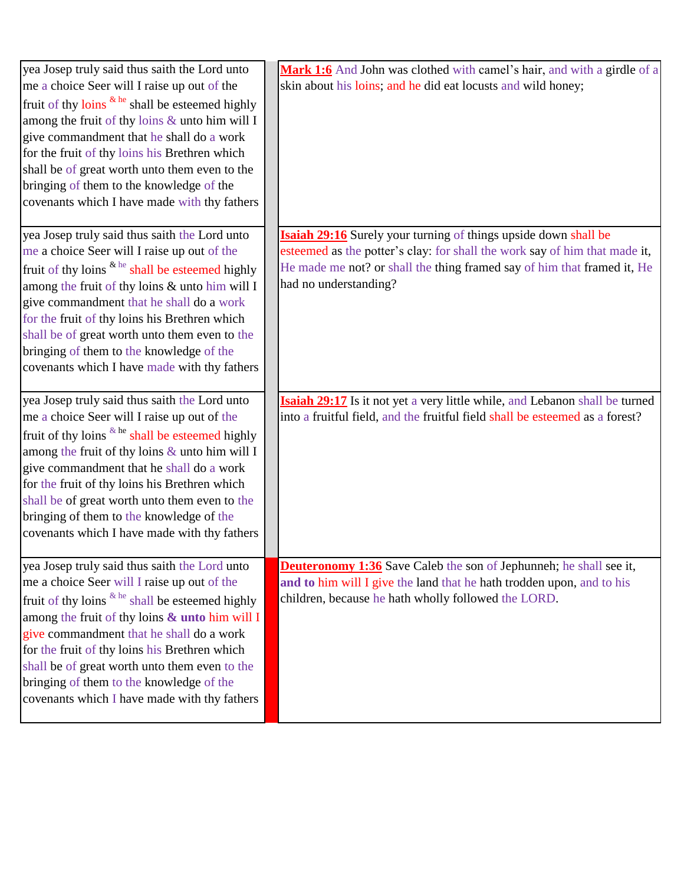| | | |
|---|---|---|
| yea Josep truly said thus saith the Lord unto me a choice Seer will I raise up out of the fruit of thy loins [& he] shall be esteemed highly among the fruit of thy loins & unto him will I give commandment that he shall do a work for the fruit of thy loins his Brethren which shall be of great worth unto them even to the bringing of them to the knowledge of the covenants which I have made with thy fathers | | **Mark 1:6** And John was clothed with camel's hair, and with a girdle of a skin about his loins; and he did eat locusts and wild honey; |
| yea Josep truly said thus saith the Lord unto me a choice Seer will I raise up out of the fruit of thy loins [& he] shall be esteemed highly among the fruit of thy loins & unto him will I give commandment that he shall do a work for the fruit of thy loins his Brethren which shall be of great worth unto them even to the bringing of them to the knowledge of the covenants which I have made with thy fathers | | **Isaiah 29:16** Surely your turning of things upside down shall be esteemed as the potter's clay: for shall the work say of him that made it, He made me not? or shall the thing framed say of him that framed it, He had no understanding? |
| yea Josep truly said thus saith the Lord unto me a choice Seer will I raise up out of the fruit of thy loins [& he] shall be esteemed highly among the fruit of thy loins & unto him will I give commandment that he shall do a work for the fruit of thy loins his Brethren which shall be of great worth unto them even to the bringing of them to the knowledge of the covenants which I have made with thy fathers | | **Isaiah 29:17** Is it not yet a very little while, and Lebanon shall be turned into a fruitful field, and the fruitful field shall be esteemed as a forest? |
| yea Josep truly said thus saith the Lord unto me a choice Seer will I raise up out of the fruit of thy loins [& he] shall be esteemed highly among the fruit of thy loins **& unto** him will I give commandment that he shall do a work for the fruit of thy loins his Brethren which shall be of great worth unto them even to the bringing of them to the knowledge of the covenants which I have made with thy fathers | | **Deuteronomy 1:36** Save Caleb the son of Jephunneh; he shall see it, **and to** him will I give the land that he hath trodden upon, and to his children, because he hath wholly followed the LORD. |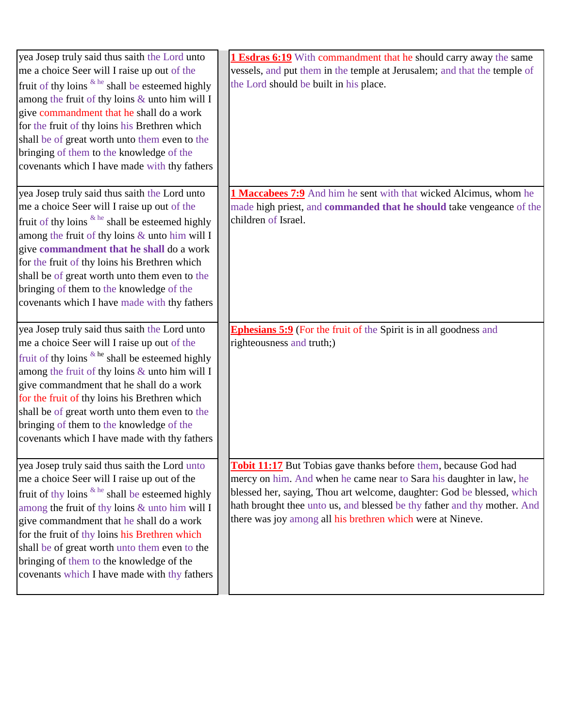| | |
|---|---|
| yea Josep truly said thus saith the Lord unto me a choice Seer will I raise up out of the fruit of thy loins [& he] shall be esteemed highly among the fruit of thy loins & unto him will I give commandment that he shall do a work for the fruit of thy loins his Brethren which shall be of great worth unto them even to the bringing of them to the knowledge of the covenants which I have made with thy fathers | **1 Esdras 6:19** With commandment that he should carry away the same vessels, and put them in the temple at Jerusalem; and that the temple of the Lord should be built in his place. |
| yea Josep truly said thus saith the Lord unto me a choice Seer will I raise up out of the fruit of thy loins [& he] shall be esteemed highly among the fruit of thy loins & unto him will I give **commandment that he shall** do a work for the fruit of thy loins his Brethren which shall be of great worth unto them even to the bringing of them to the knowledge of the covenants which I have made with thy fathers | **1 Maccabees 7:9** And him he sent with that wicked Alcimus, whom he made high priest, and **commanded that he should** take vengeance of the children of Israel. |
| yea Josep truly said thus saith the Lord unto me a choice Seer will I raise up out of the fruit of thy loins [& he] shall be esteemed highly among the fruit of thy loins & unto him will I give commandment that he shall do a work for the fruit of thy loins his Brethren which shall be of great worth unto them even to the bringing of them to the knowledge of the covenants which I have made with thy fathers | **Ephesians 5:9** (For the fruit of the Spirit is in all goodness and righteousness and truth;) |
| yea Josep truly said thus saith the Lord unto me a choice Seer will I raise up out of the fruit of thy loins [& he] shall be esteemed highly among the fruit of thy loins & unto him will I give commandment that he shall do a work for the fruit of thy loins his Brethren which shall be of great worth unto them even to the bringing of them to the knowledge of the covenants which I have made with thy fathers | **Tobit 11:17** But Tobias gave thanks before them, because God had mercy on him. And when he came near to Sara his daughter in law, he blessed her, saying, Thou art welcome, daughter: God be blessed, which hath brought thee unto us, and blessed be thy father and thy mother. And there was joy among all his brethren which were at Nineve. |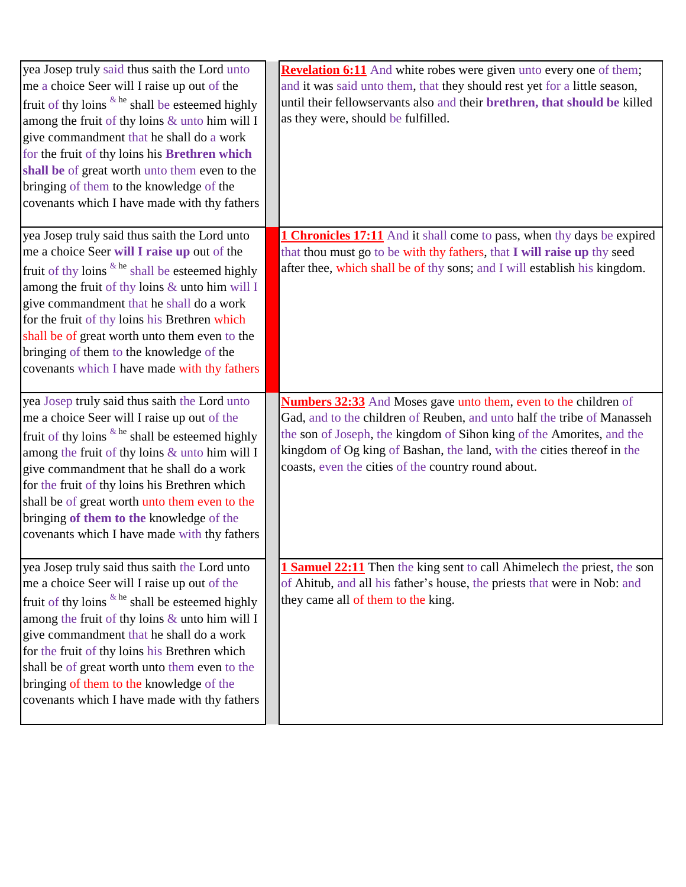| | | |
|---|---|---|
| yea Josep truly said thus saith the Lord unto me a choice Seer will I raise up out of the fruit of thy loins [& he] shall be esteemed highly among the fruit of thy loins & unto him will I give commandment that he shall do a work for the fruit of thy loins his **Brethren which shall be** of great worth unto them even to the bringing of them to the knowledge of the covenants which I have made with thy fathers | | **Revelation 6:11** And white robes were given unto every one of them; and it was said unto them, that they should rest yet for a little season, until their fellowservants also and their **brethren, that should be** killed as they were, should be fulfilled. |
| yea Josep truly said thus saith the Lord unto me a choice Seer **will I raise up** out of the fruit of thy loins [& he] shall be esteemed highly among the fruit of thy loins & unto him will I give commandment that he shall do a work for the fruit of thy loins his Brethren which shall be of great worth unto them even to the bringing of them to the knowledge of the covenants which I have made with thy fathers | | **1 Chronicles 17:11** And it shall come to pass, when thy days be expired that thou must go to be with thy fathers, that **I will raise up** thy seed after thee, which shall be of thy sons; and I will establish his kingdom. |
| yea Josep truly said thus saith the Lord unto me a choice Seer will I raise up out of the fruit of thy loins [& he] shall be esteemed highly among the fruit of thy loins & unto him will I give commandment that he shall do a work for the fruit of thy loins his Brethren which shall be of great worth unto them even to the bringing **of them to the** knowledge of the covenants which I have made with thy fathers | | **Numbers 32:33** And Moses gave unto them, even to the children of Gad, and to the children of Reuben, and unto half the tribe of Manasseh the son of Joseph, the kingdom of Sihon king of the Amorites, and the kingdom of Og king of Bashan, the land, with the cities thereof in the coasts, even the cities of the country round about. |
| yea Josep truly said thus saith the Lord unto me a choice Seer will I raise up out of the fruit of thy loins [& he] shall be esteemed highly among the fruit of thy loins & unto him will I give commandment that he shall do a work for the fruit of thy loins his Brethren which shall be of great worth unto them even to the bringing of them to the knowledge of the covenants which I have made with thy fathers | | **1 Samuel 22:11** Then the king sent to call Ahimelech the priest, the son of Ahitub, and all his father's house, the priests that were in Nob: and they came all of them to the king. |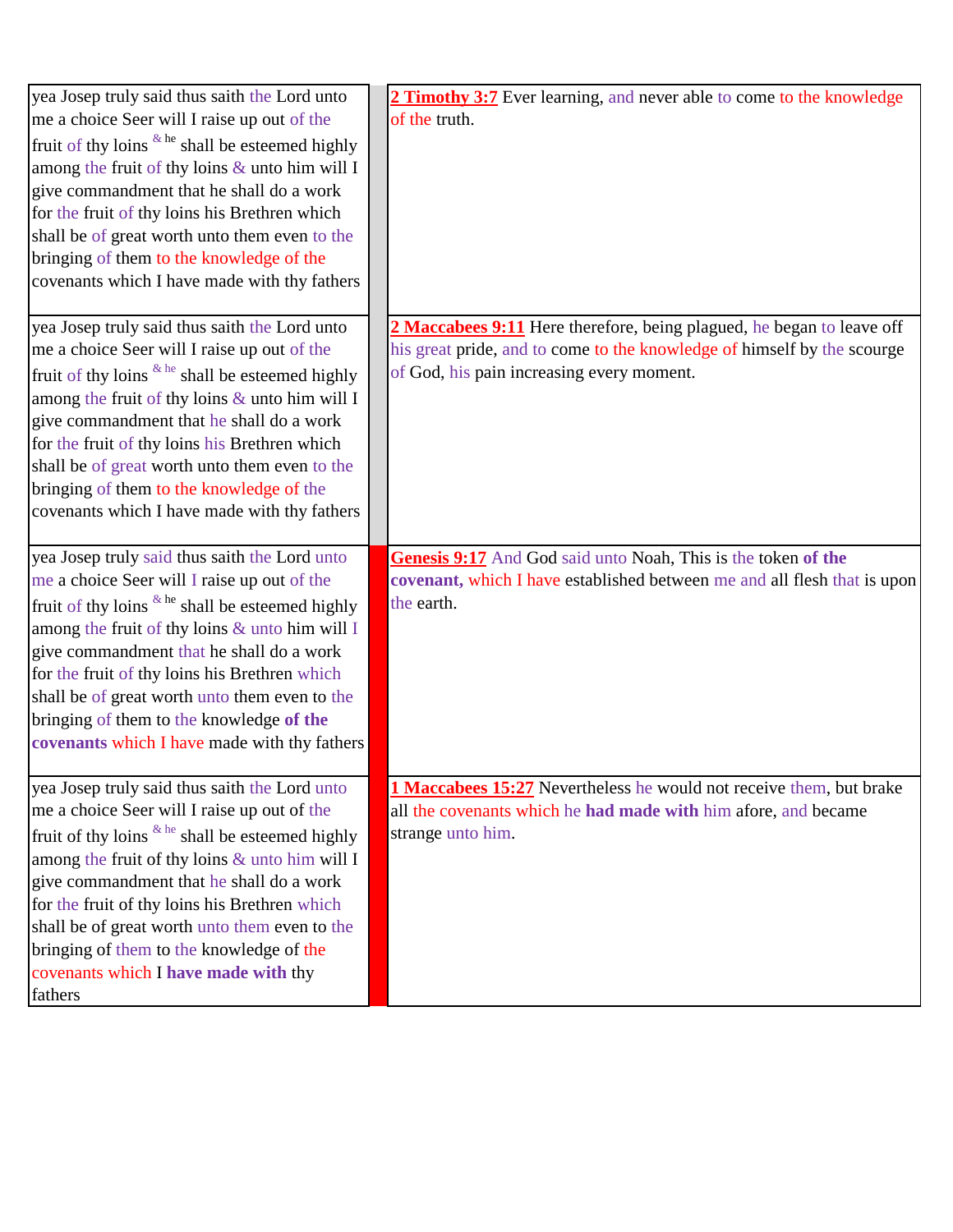| yea Josep truly said thus saith the Lord unto me a choice Seer will I raise up out of the fruit of thy loins [& he] shall be esteemed highly among the fruit of thy loins & unto him will I give commandment that he shall do a work for the fruit of thy loins his Brethren which shall be of great worth unto them even to the bringing of them to the knowledge of the covenants which I have made with thy fathers | | **2 Timothy 3:7** Ever learning, and never able to come to the knowledge of the truth. |
|---|---|---|
| yea Josep truly said thus saith the Lord unto me a choice Seer will I raise up out of the fruit of thy loins [& he] shall be esteemed highly among the fruit of thy loins & unto him will I give commandment that he shall do a work for the fruit of thy loins his Brethren which shall be of great worth unto them even to the bringing of them to the knowledge of the covenants which I have made with thy fathers | | **2 Maccabees 9:11** Here therefore, being plagued, he began to leave off his great pride, and to come to the knowledge of himself by the scourge of God, his pain increasing every moment. |
| yea Josep truly said thus saith the Lord unto me a choice Seer will I raise up out of the fruit of thy loins [& he] shall be esteemed highly among the fruit of thy loins & unto him will I give commandment that he shall do a work for the fruit of thy loins his Brethren which shall be of great worth unto them even to the bringing of them to the knowledge **of the covenants** which I have made with thy fathers | | **Genesis 9:17** And God said unto Noah, This is the token **of the covenant,** which I have established between me and all flesh that is upon the earth. |
| yea Josep truly said thus saith the Lord unto me a choice Seer will I raise up out of the fruit of thy loins [& he] shall be esteemed highly among the fruit of thy loins & unto him will I give commandment that he shall do a work for the fruit of thy loins his Brethren which shall be of great worth unto them even to the bringing of them to the knowledge of the covenants which I **have made with** thy fathers | | **1 Maccabees 15:27** Nevertheless he would not receive them, but brake all the covenants which he **had made with** him afore, and became strange unto him. |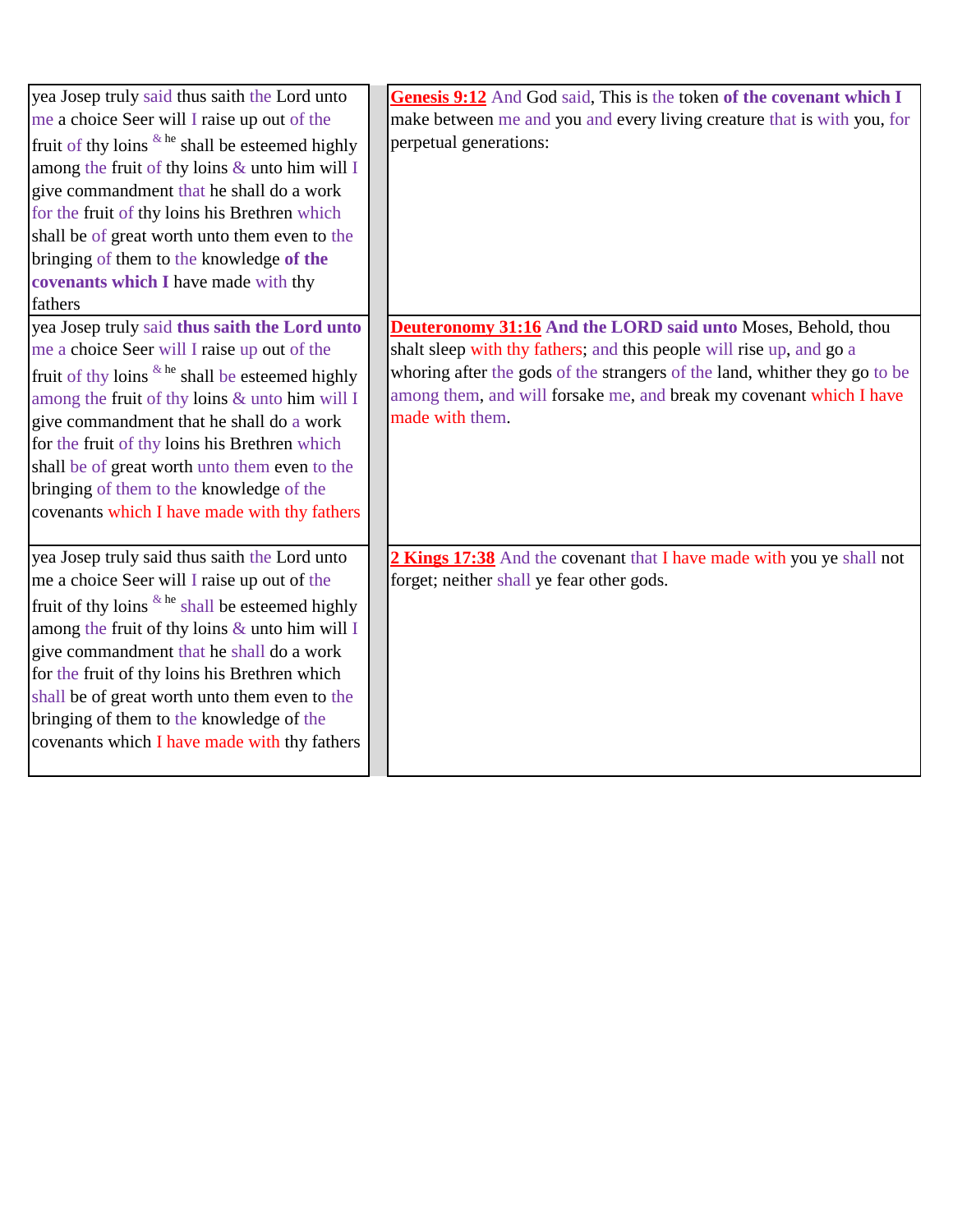| | |
|---|---|
| yea Josep truly said thus saith the Lord unto me a choice Seer will I raise up out of the fruit of thy loins [& he] shall be esteemed highly among the fruit of thy loins & unto him will I give commandment that he shall do a work for the fruit of thy loins his Brethren which shall be of great worth unto them even to the bringing of them to the knowledge **of the covenants which I** have made with thy fathers | **Genesis 9:12** And God said, This is the token **of the covenant which I** make between me and you and every living creature that is with you, for perpetual generations: |
| yea Josep truly said **thus saith the Lord unto** me a choice Seer will I raise up out of the fruit of thy loins [& he] shall be esteemed highly among the fruit of thy loins & unto him will I give commandment that he shall do a work for the fruit of thy loins his Brethren which shall be of great worth unto them even to the bringing of them to the knowledge of the covenants which I have made with thy fathers | **Deuteronomy 31:16** **And the LORD said unto** Moses, Behold, thou shalt sleep with thy fathers; and this people will rise up, and go a whoring after the gods of the strangers of the land, whither they go to be among them, and will forsake me, and break my covenant which I have made with them. |
| yea Josep truly said thus saith the Lord unto me a choice Seer will I raise up out of the fruit of thy loins [& he] shall be esteemed highly among the fruit of thy loins & unto him will I give commandment that he shall do a work for the fruit of thy loins his Brethren which shall be of great worth unto them even to the bringing of them to the knowledge of the covenants which I have made with thy fathers | **2 Kings 17:38** And the covenant that I have made with you ye shall not forget; neither shall ye fear other gods. |